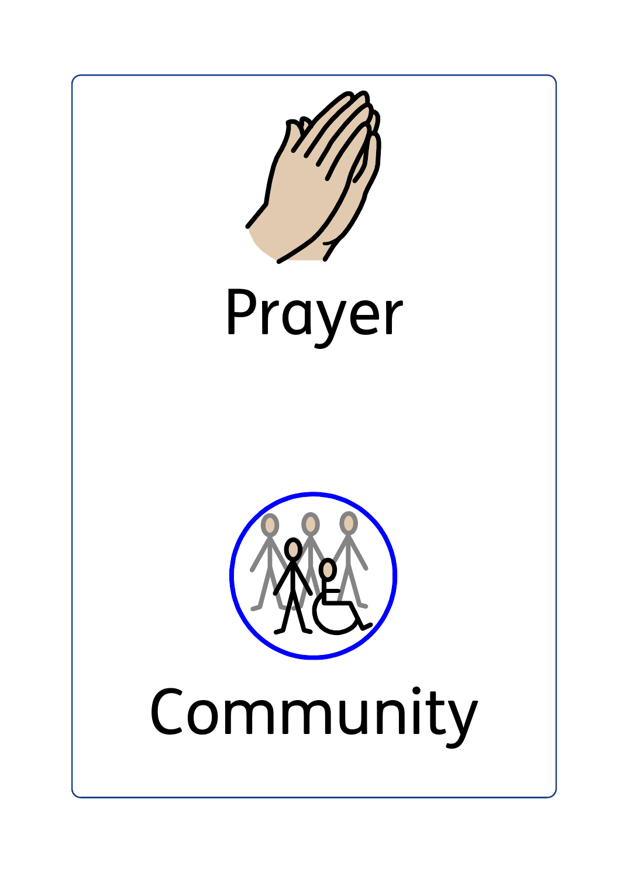Prayer

Community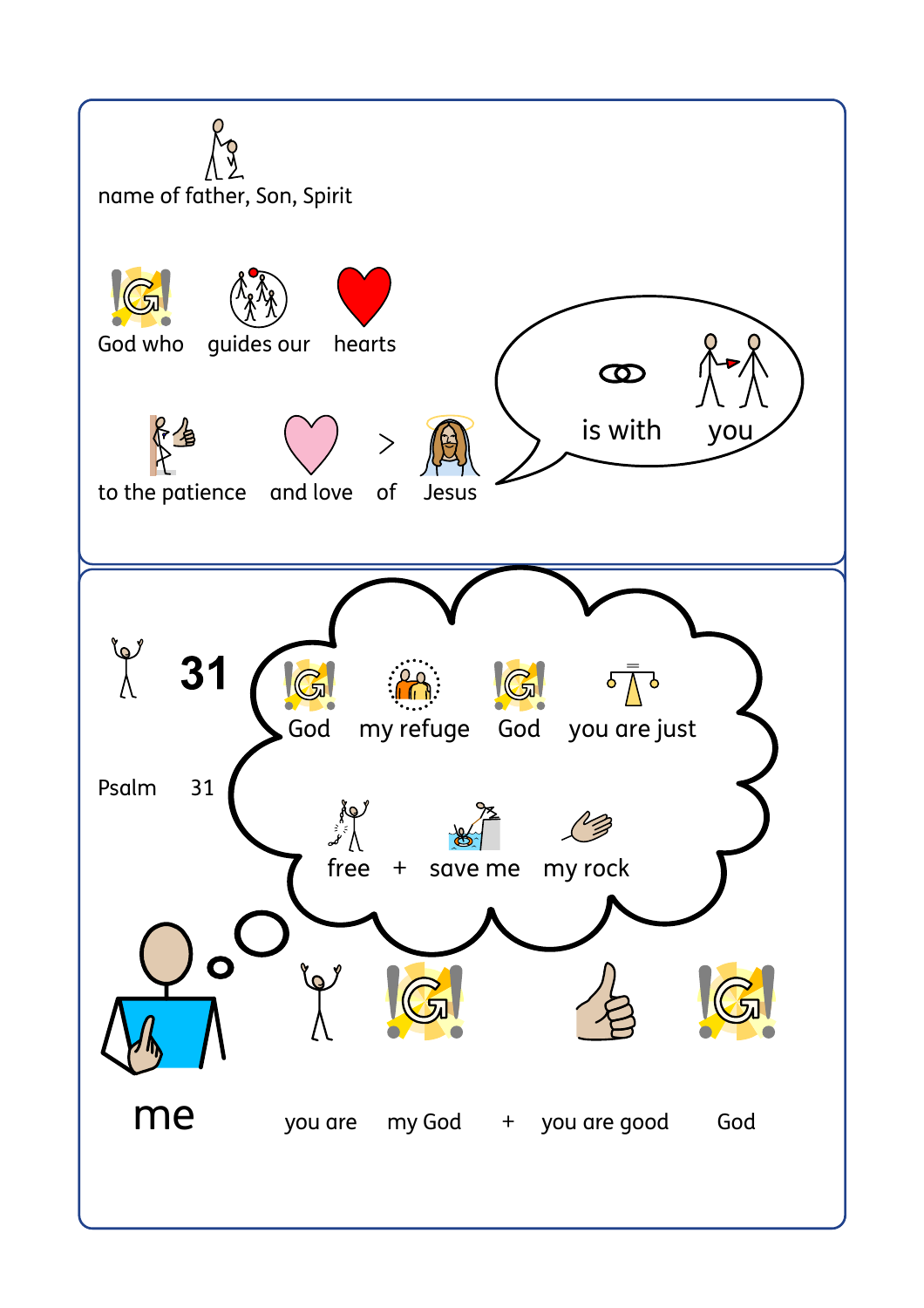name of father, Son, Spirit

God who guides our hearts

to the patience and love > of Jesus

is with you

---

31

Psalm 31

God my refuge God you are just

free + save me my rock

me

you are my God + you are good God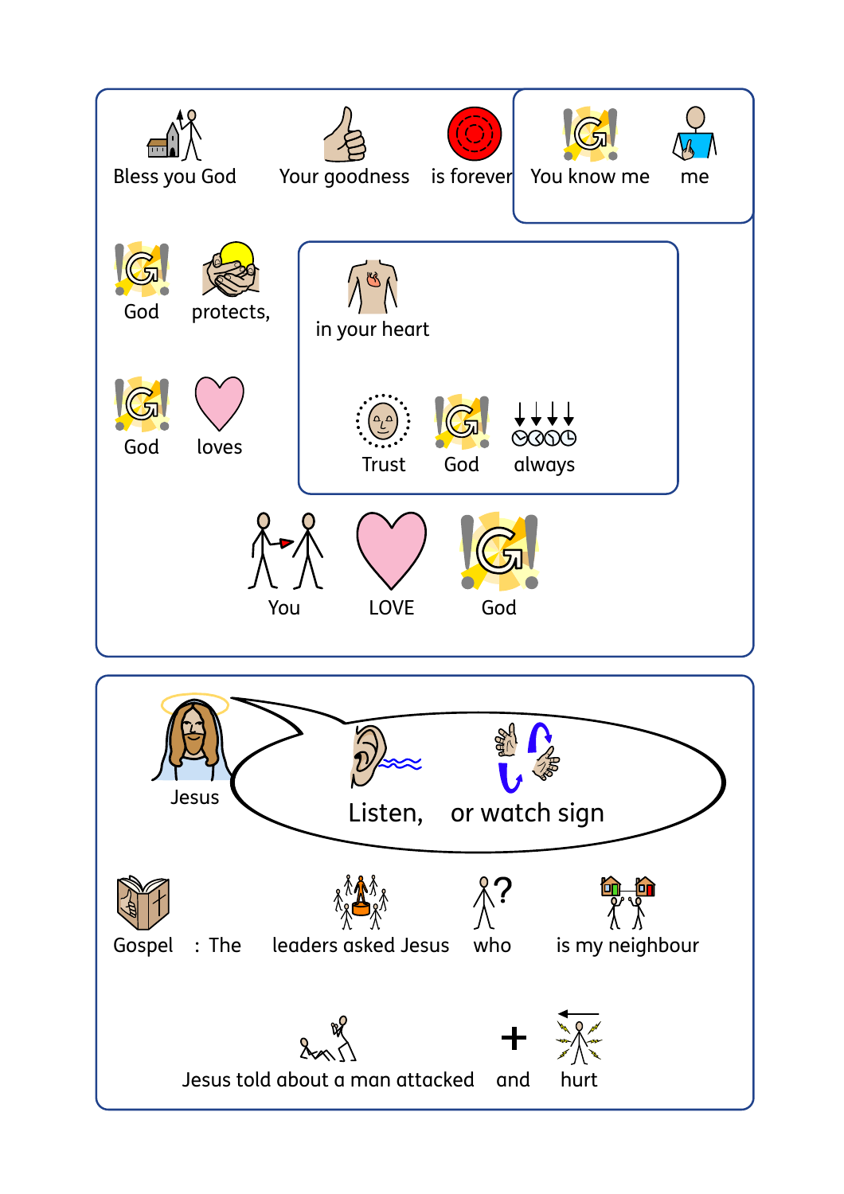Bless you God Your goodness is forever

You know me me

God protects,

God loves

in your heart

Trust God always

You LOVE God

Jesus

Listen, or watch sign

Gospel : The leaders asked Jesus who is my neighbour

Jesus told about a man attacked and hurt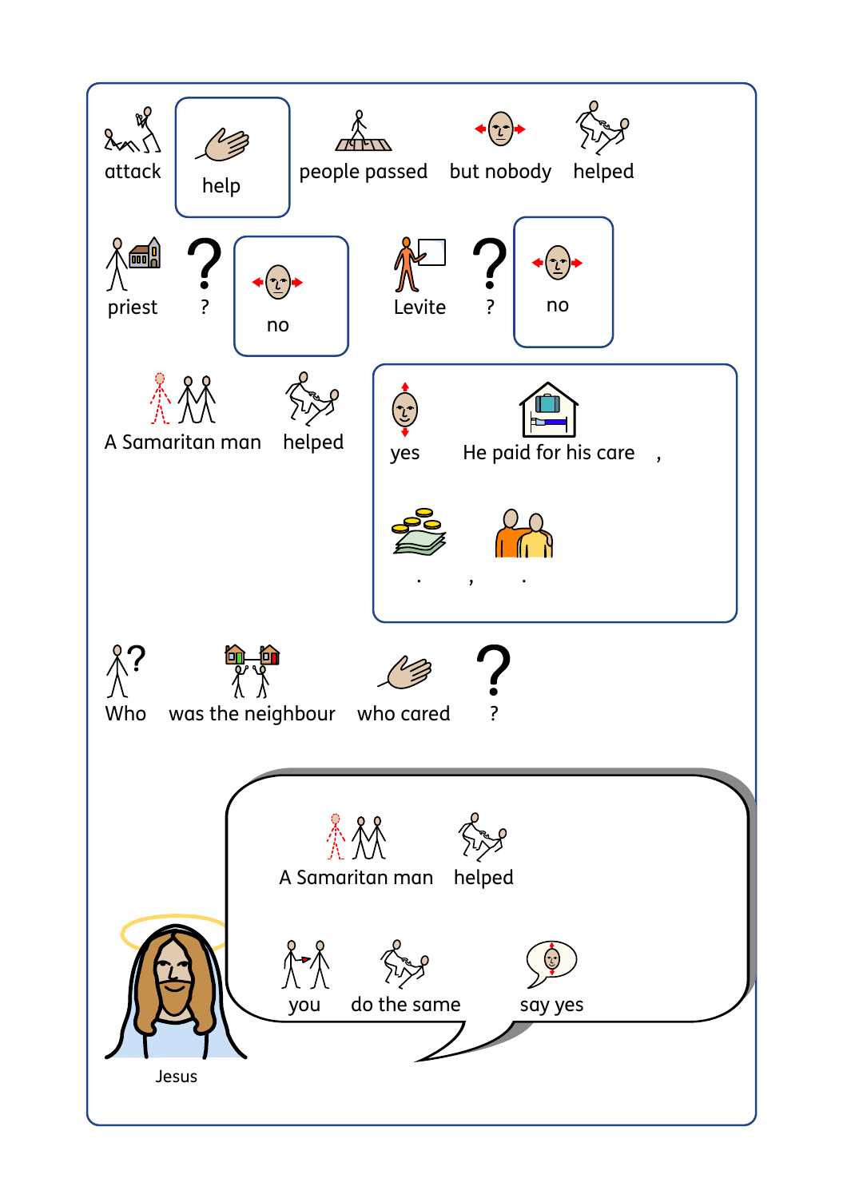attack help people passed but nobody helped

priest ? no

Levite ? no

A Samaritan man helped

yes He paid for his care ,

. , .

Who was the neighbour who cared ?

A Samaritan man helped

you do the same say yes

Jesus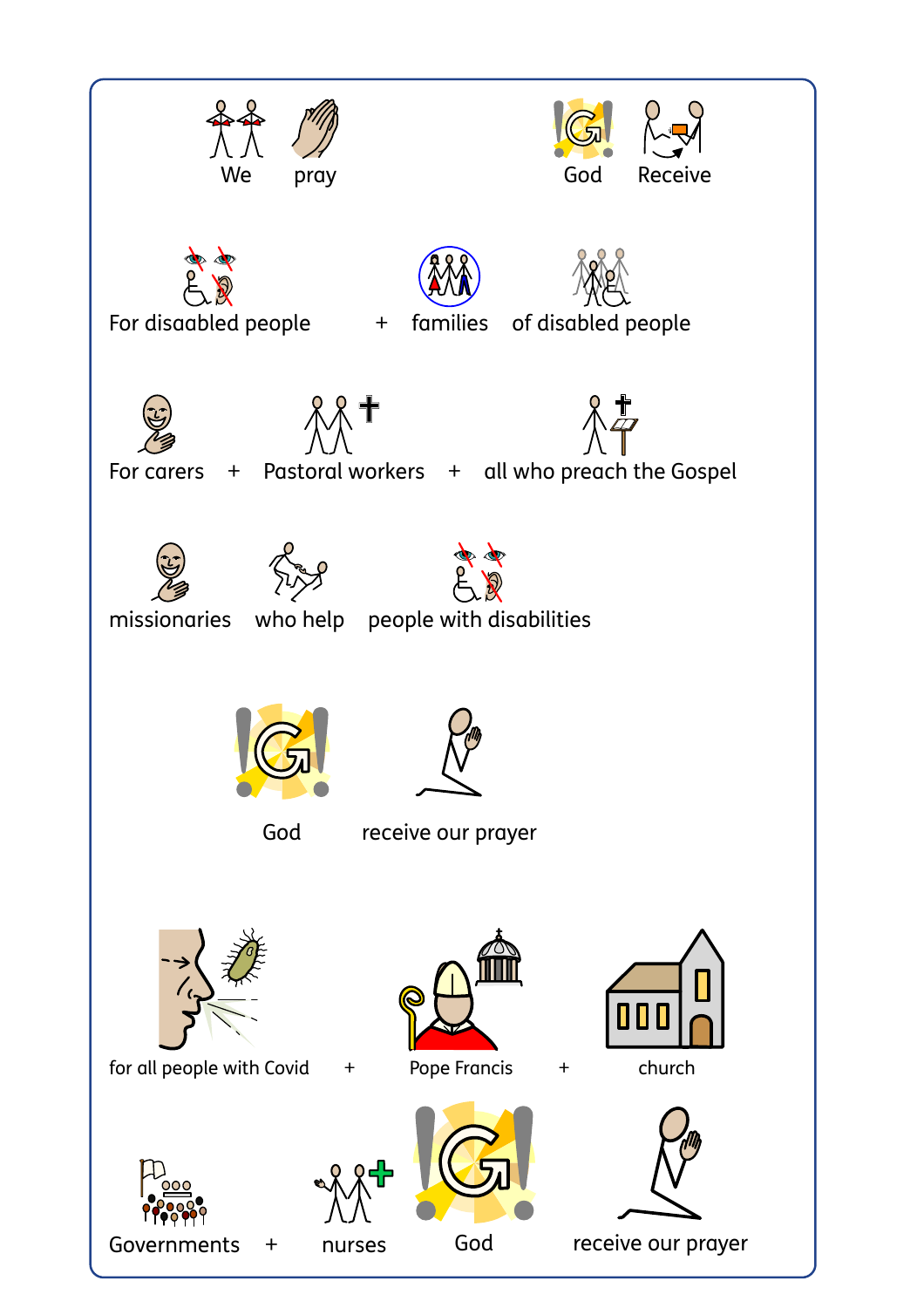We pray

God Receive

For disaabled people + families of disabled people

For carers + Pastoral workers + all who preach the Gospel

missionaries who help people with disabilities

God receive our prayer

for all people with Covid + Pope Francis + church

Governments + nurses God receive our prayer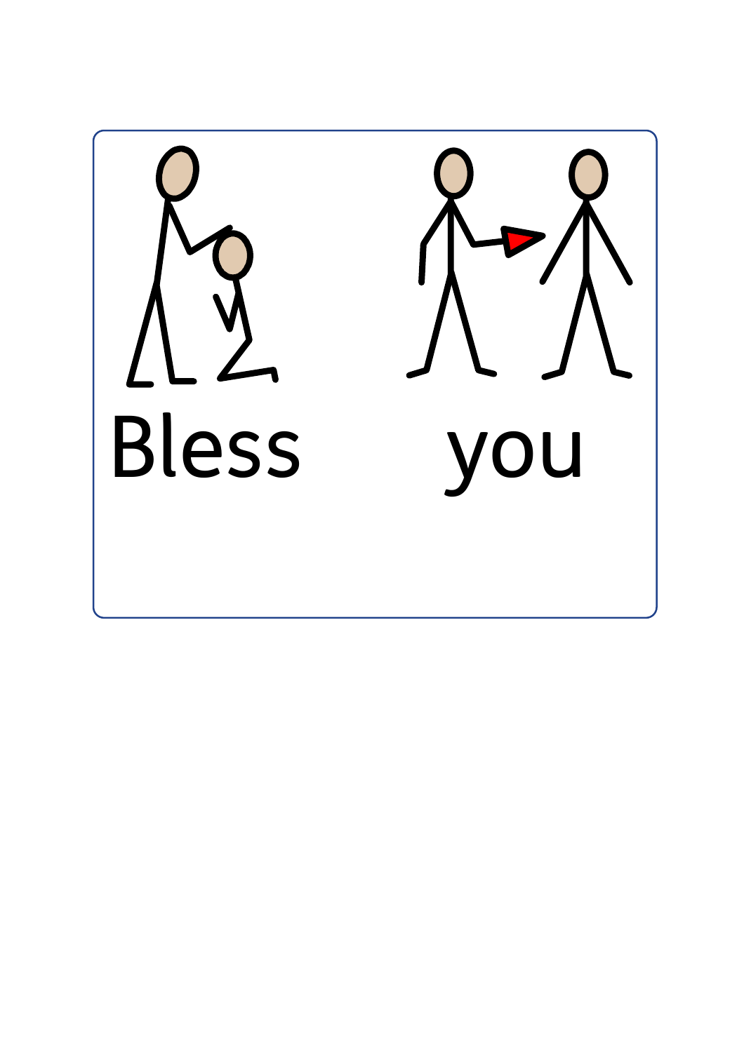Bless you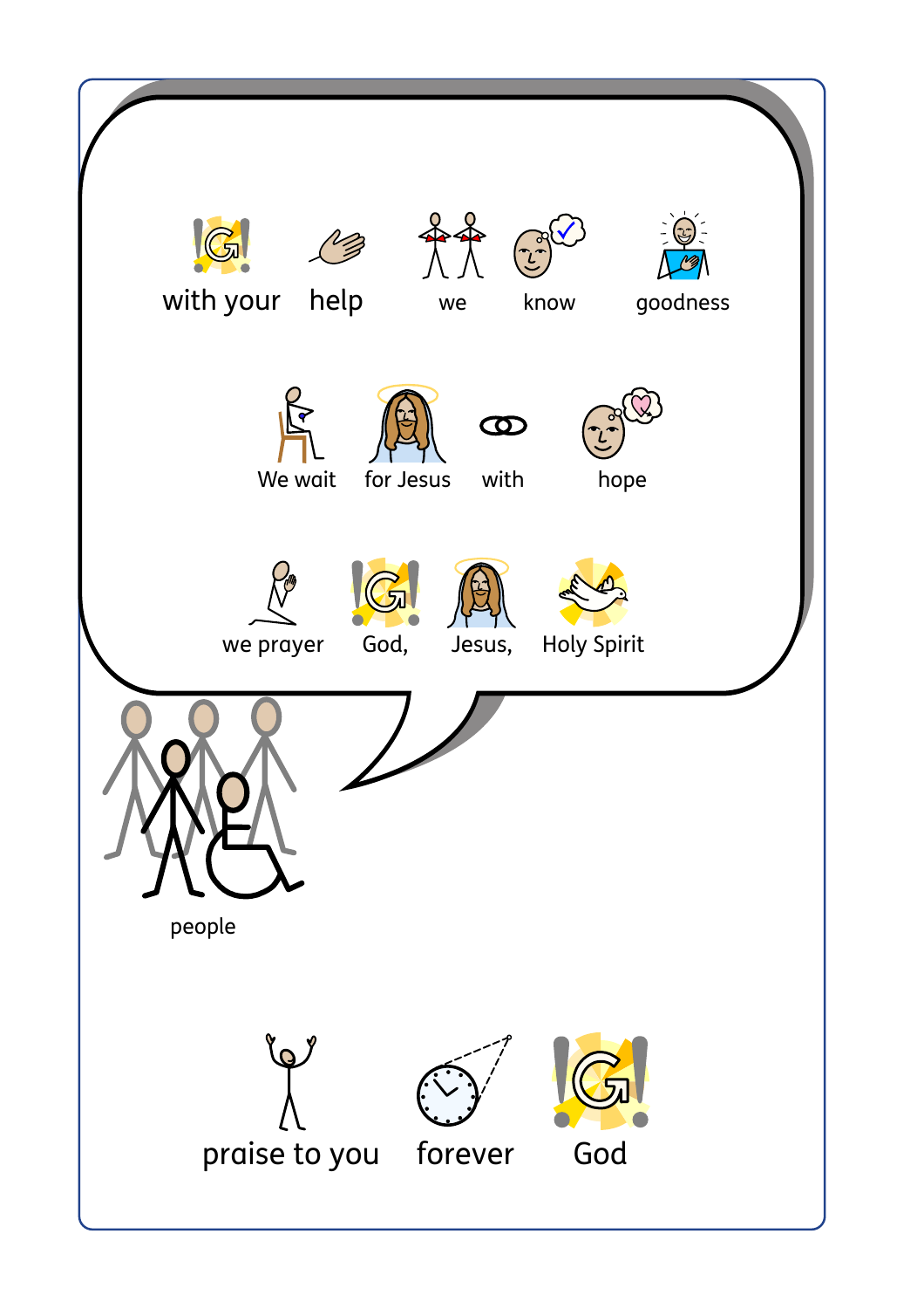with your help we know goodness

We wait for Jesus with hope

we prayer God, Jesus, Holy Spirit

people

praise to you forever God